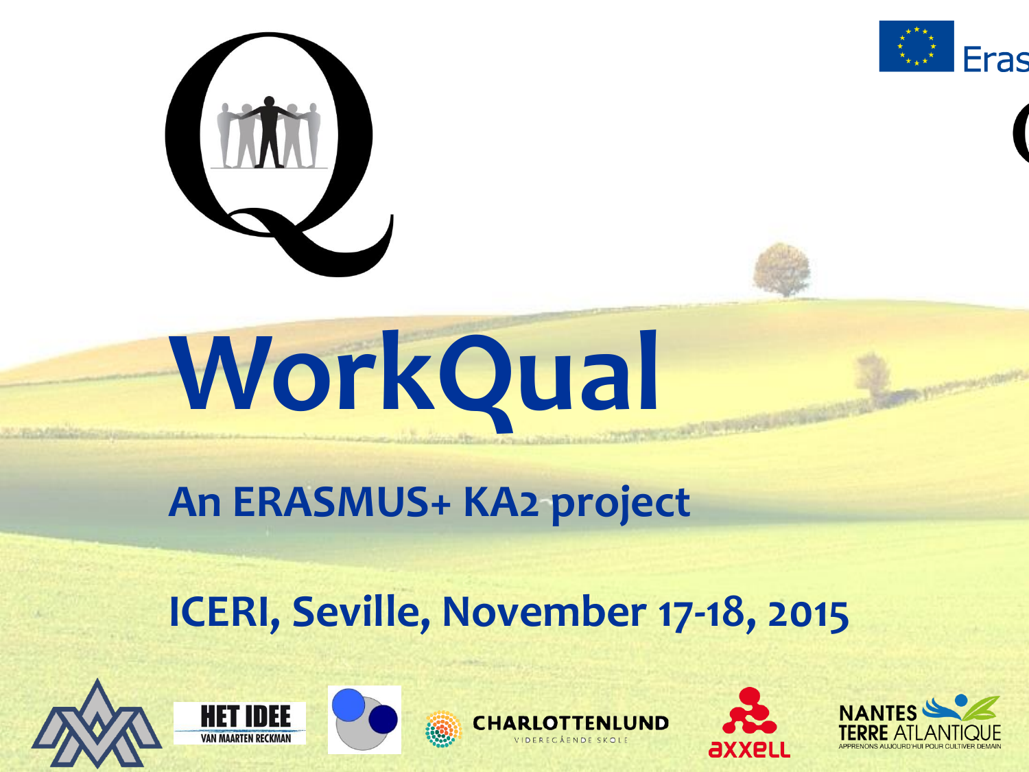# WorkQual

## An ERASMUS+ KA2 project

## ICERI, Seville, November 17-18, 2015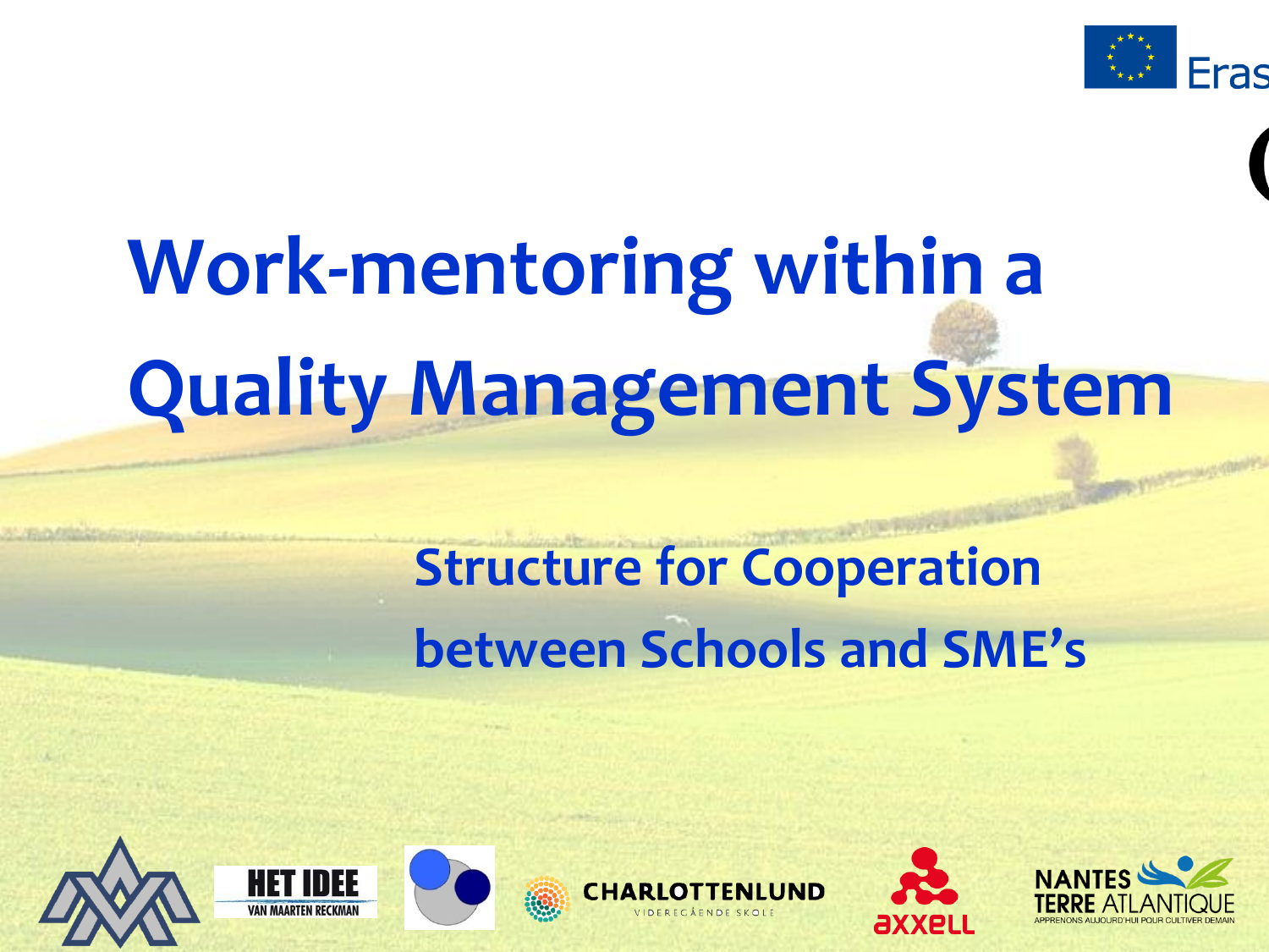# Work-mentoring within a Quality Management System

## Structure for Cooperation between Schools and SME's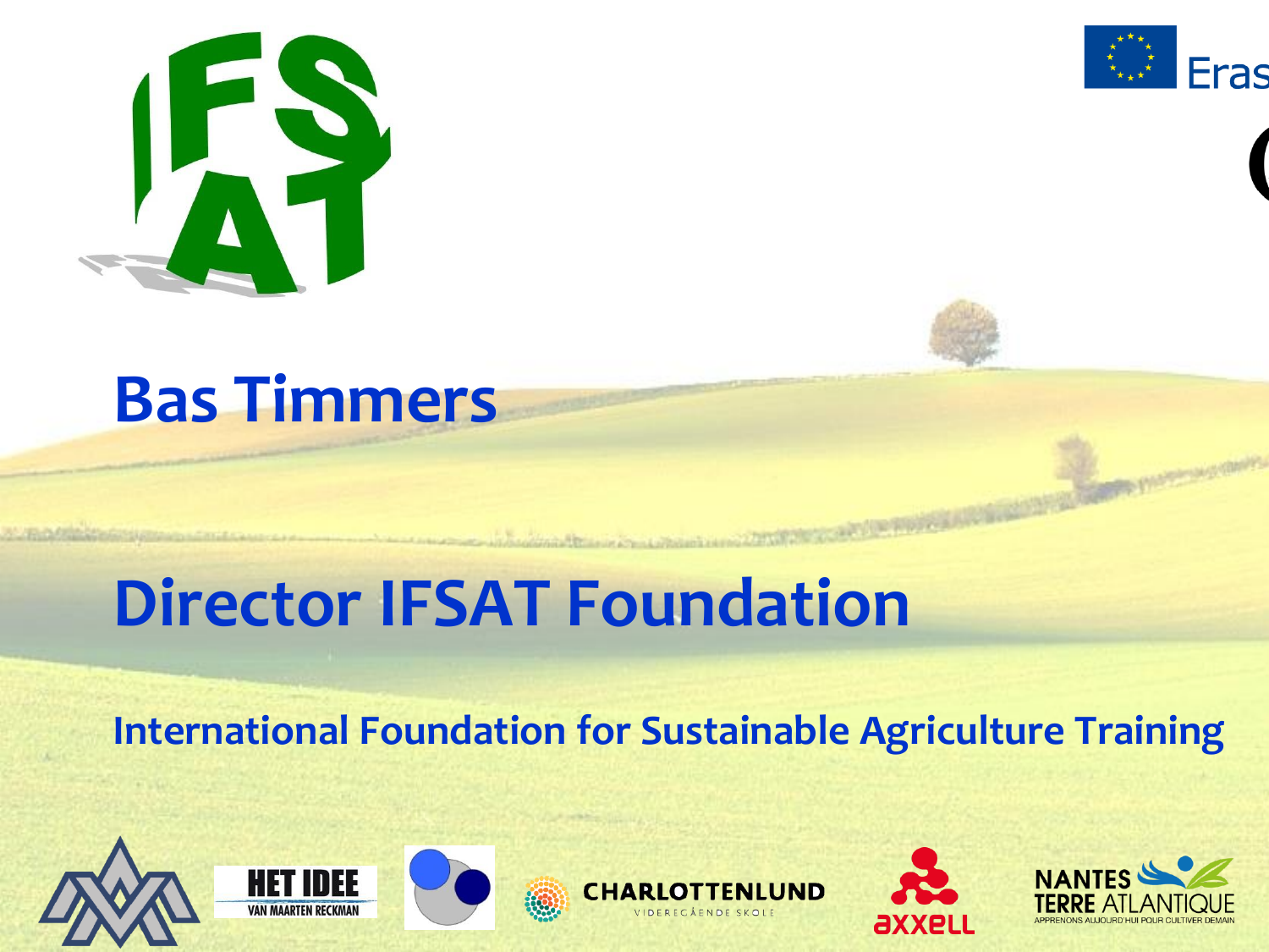# Bas Timmers

## Director IFSAT Foundation

### International Foundation for Sustainable Agriculture Training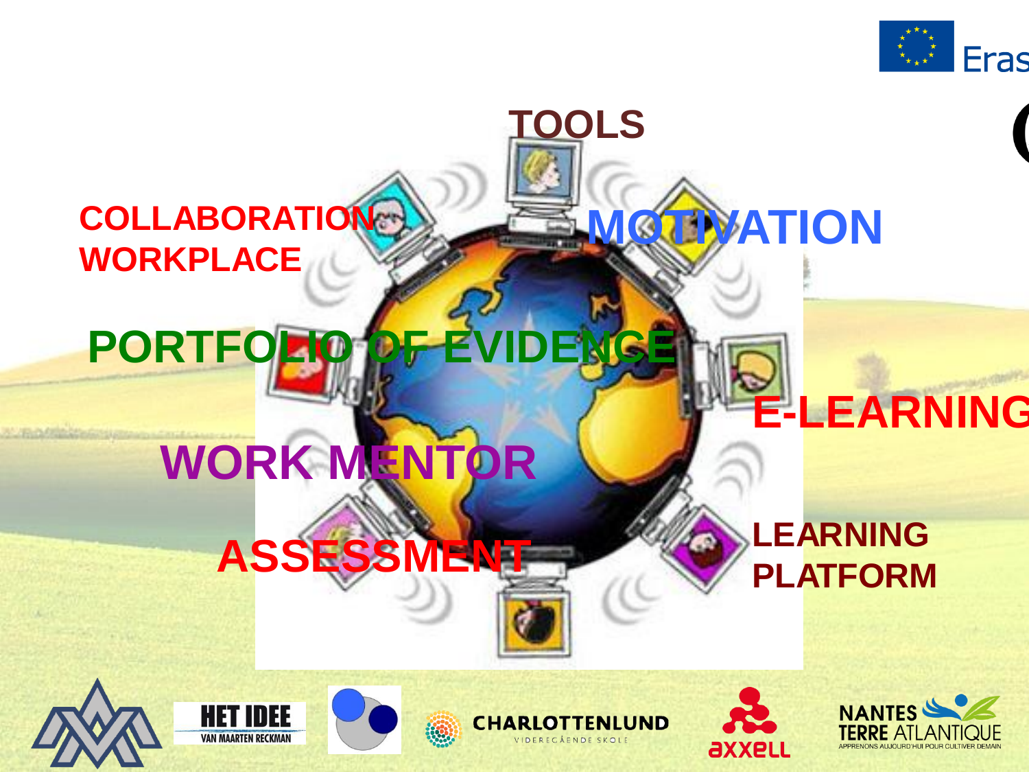TOOLS

COLLABORATION WORKPLACE

MOTIVATION

PORTFOLIO OF EVIDENCE

E-LEARNING

WORK MENTOR

ASSESSMENT

LEARNING PLATFORM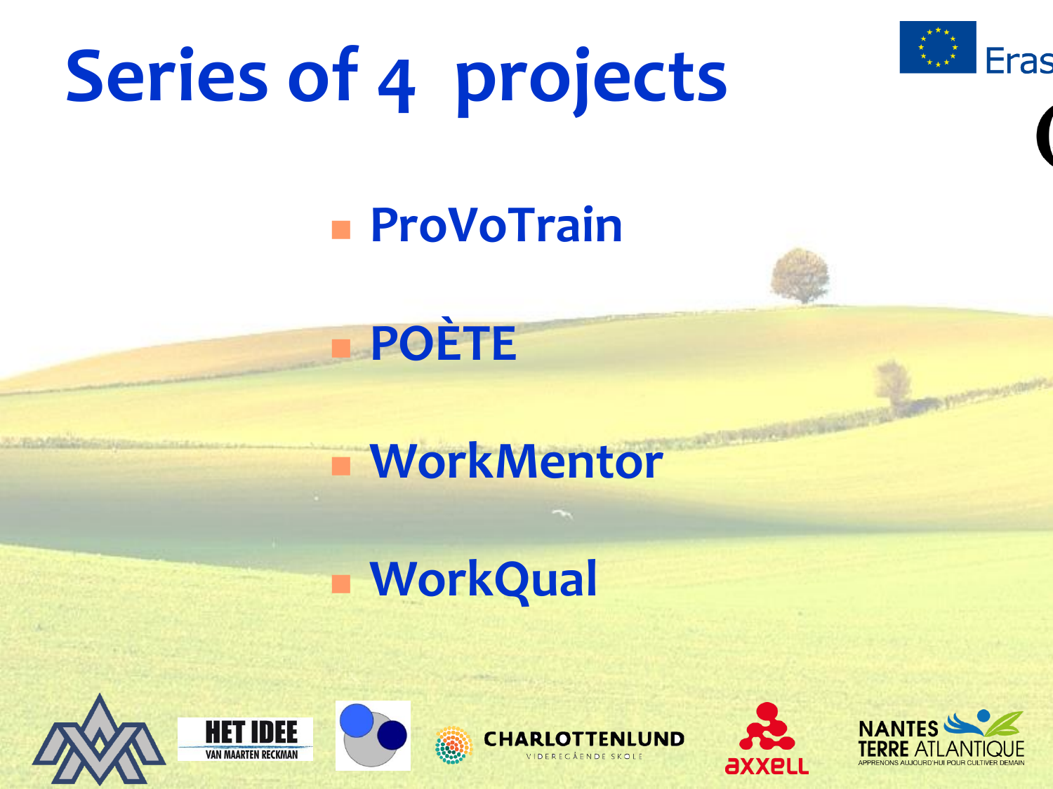# Series of 4 projects

- ProVoTrain
- POÈTE
- WorkMentor
- WorkQual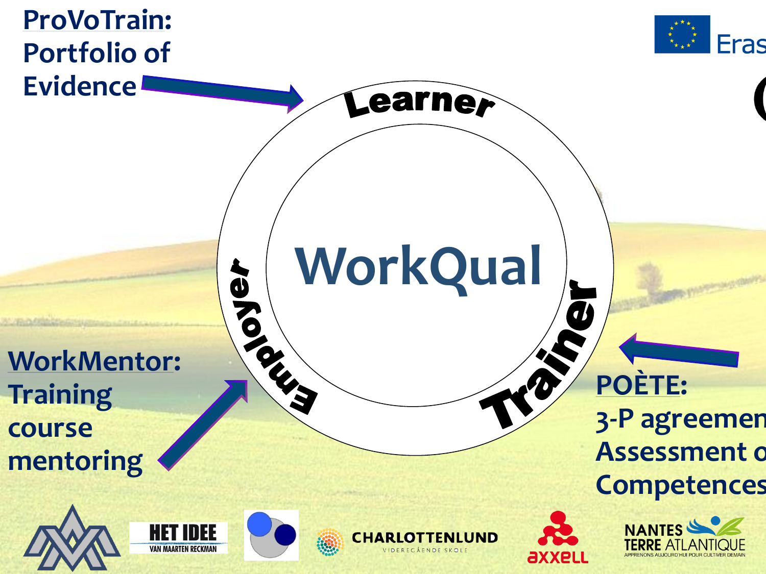**ProVoTrain:**
**Portfolio of Evidence**

Learner

WorkQual

Employer

Trainer

**WorkMentor:**
**Training course mentoring**

**POÈTE:**
**3-P agreemen**
**Assessment o**
**Competences**

HET IDEE VAN MAARTEN RECKMAN

CHARLOTTENLUND VIDEREGÅENDE SKOLE

axxell

NANTES TERRE ATLANTIQUE APPRENONS AUJOURD'HUI POUR CULTIVER DEMAIN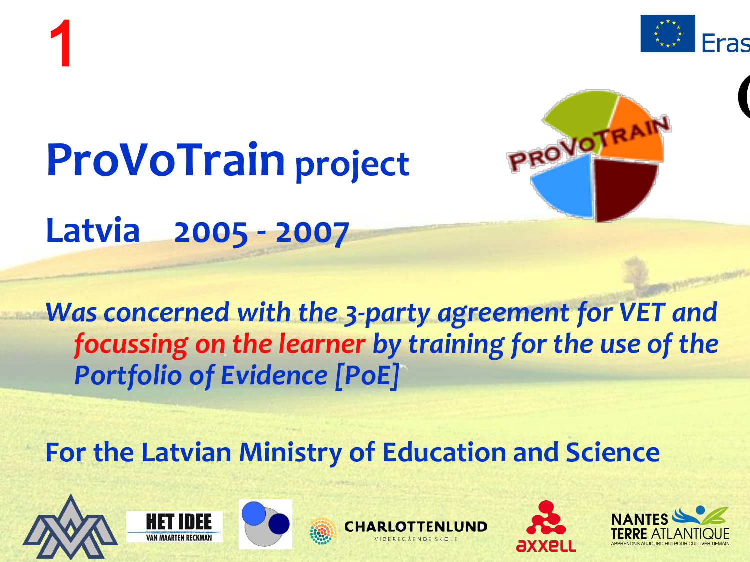1

# ProVoTrain project

## Latvia 2005 - 2007

*Was concerned with the 3-party agreement for VET and focussing on the learner by training for the use of the Portfolio of Evidence [PoE]*

**For the Latvian Ministry of Education and Science**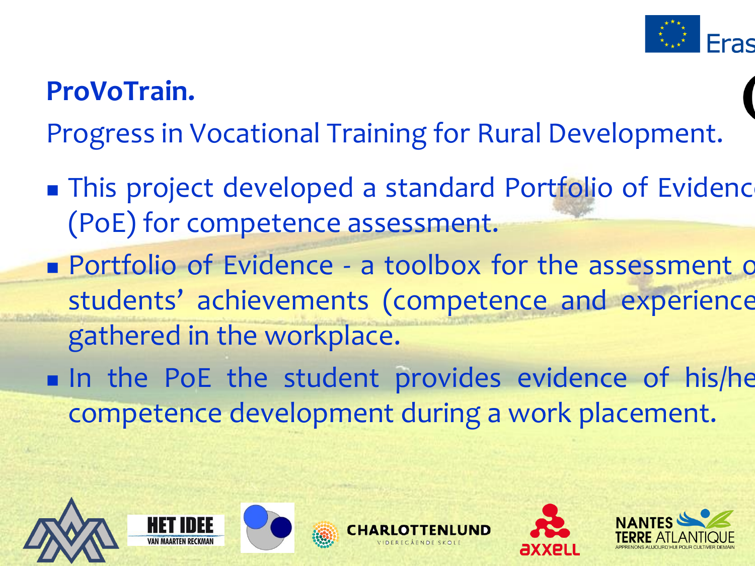**ProVoTrain.**

Progress in Vocational Training for Rural Development.

- This project developed a standard Portfolio of Evidence (PoE) for competence assessment.
- Portfolio of Evidence - a toolbox for the assessment of students' achievements (competence and experience) gathered in the workplace.
- In the PoE the student provides evidence of his/her competence development during a work placement.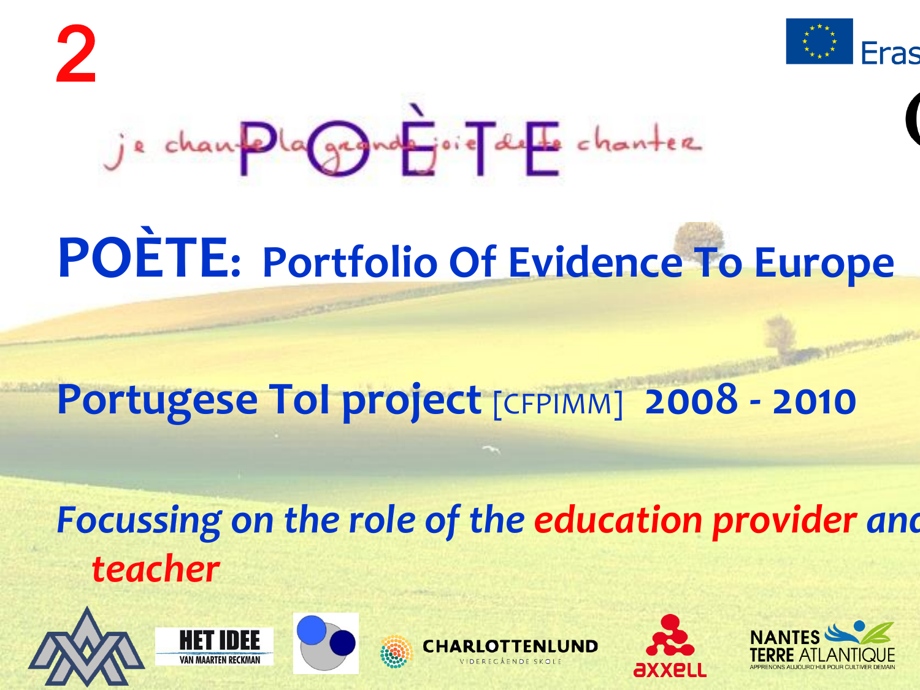2

# POÈTE: Portfolio Of Evidence To Europe

## Portugese ToI project [CFPIMM] 2008 - 2010

*Focussing on the role of the education provider and teacher*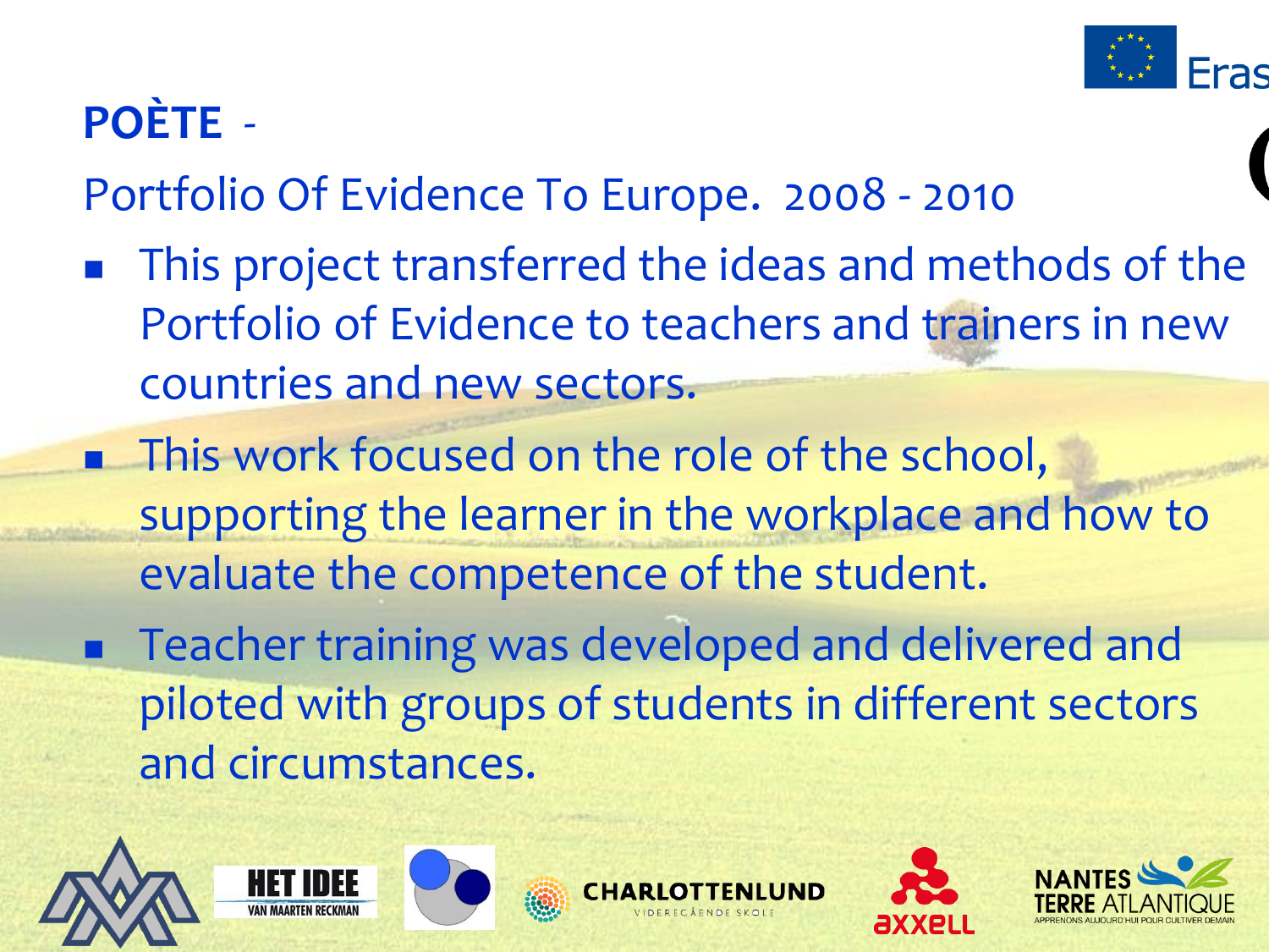# POÈTE -

Portfolio Of Evidence To Europe. 2008 - 2010

- This project transferred the ideas and methods of the Portfolio of Evidence to teachers and trainers in new countries and new sectors.
- This work focused on the role of the school, supporting the learner in the workplace and how to evaluate the competence of the student.
- Teacher training was developed and delivered and piloted with groups of students in different sectors and circumstances.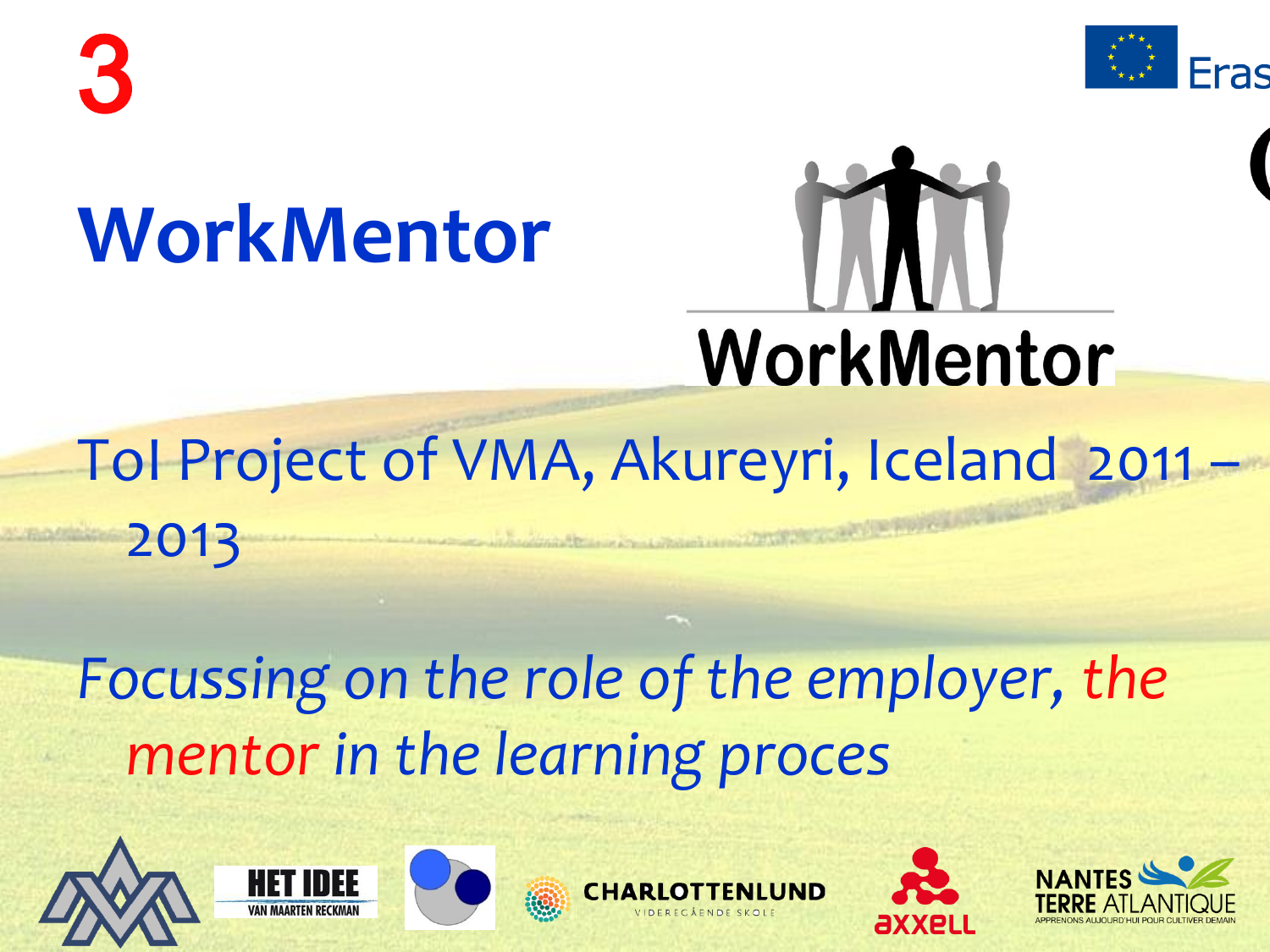3

# WorkMentor

ToI Project of VMA, Akureyri, Iceland 2011 – 2013

*Focussing on the role of the employer, the mentor in the learning proces*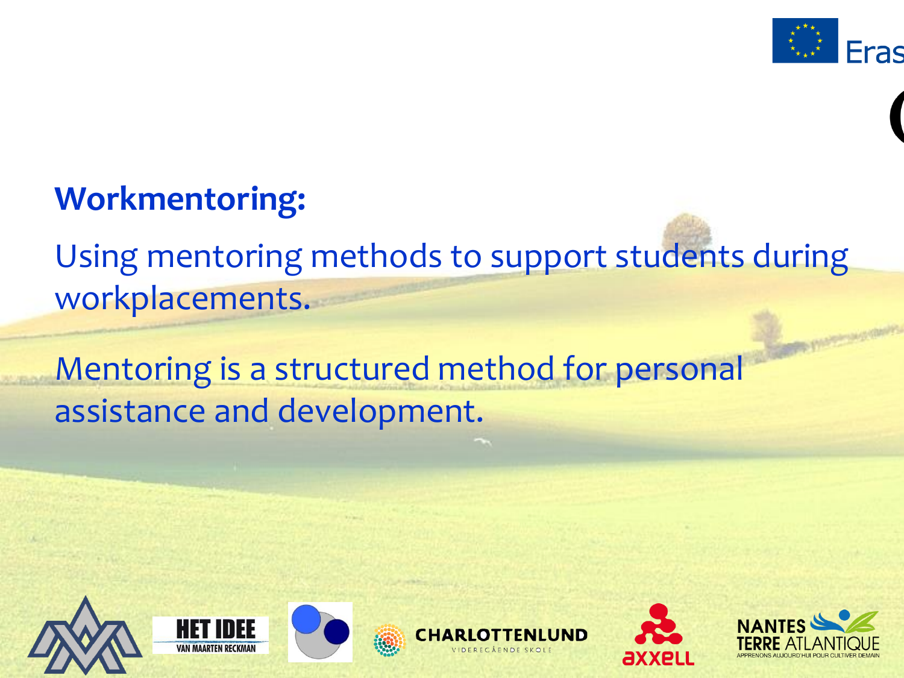**Workmentoring:**

Using mentoring methods to support students during workplacements.

Mentoring is a structured method for personal assistance and development.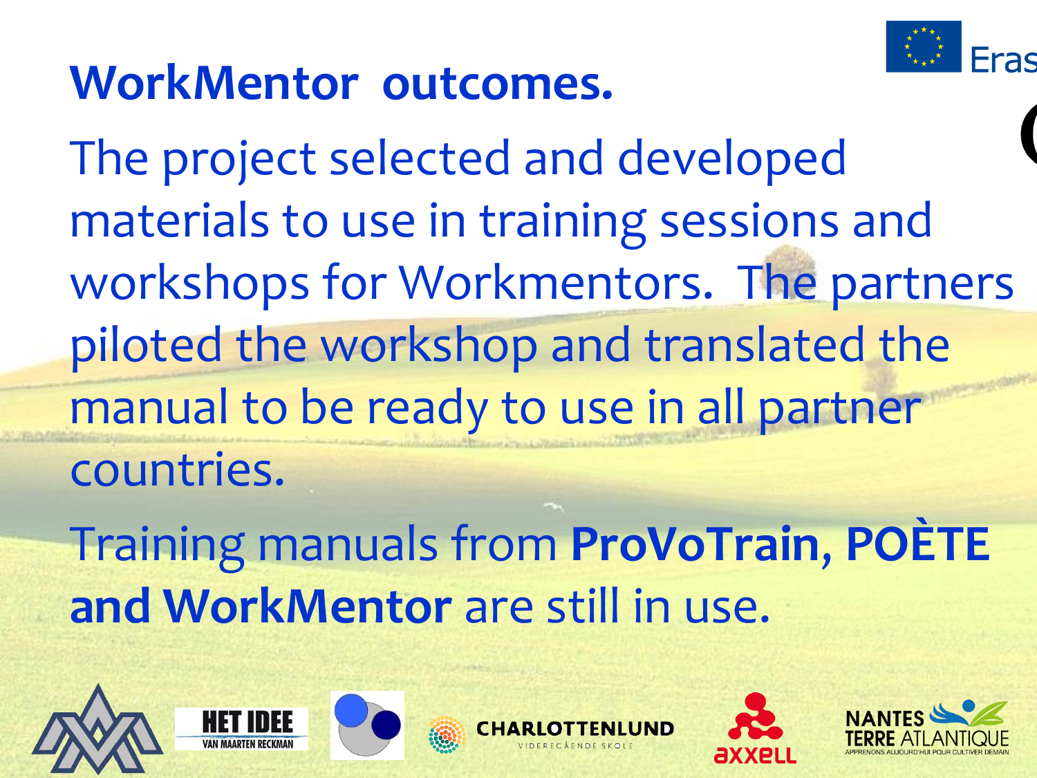# WorkMentor outcomes.

The project selected and developed materials to use in training sessions and workshops for Workmentors. The partners piloted the workshop and translated the manual to be ready to use in all partner countries.

Training manuals from **ProVoTrain, POÈTE and WorkMentor** are still in use.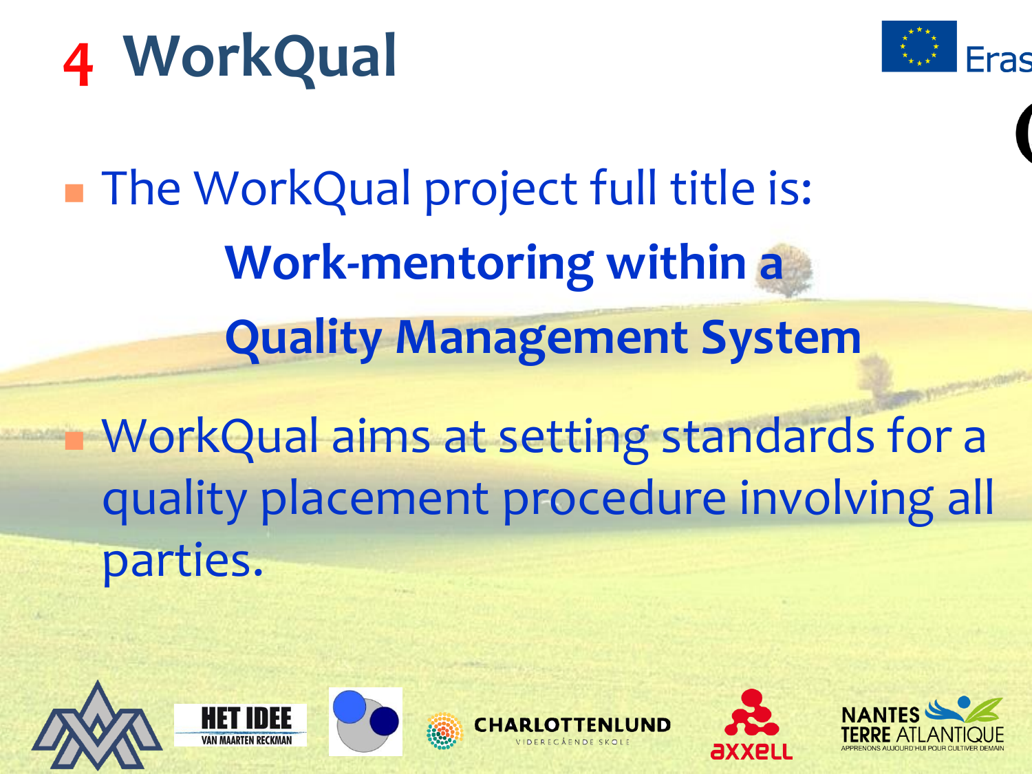# 4 WorkQual

- The WorkQual project full title is:

  **Work-mentoring within a Quality Management System**

- WorkQual aims at setting standards for a quality placement procedure involving all parties.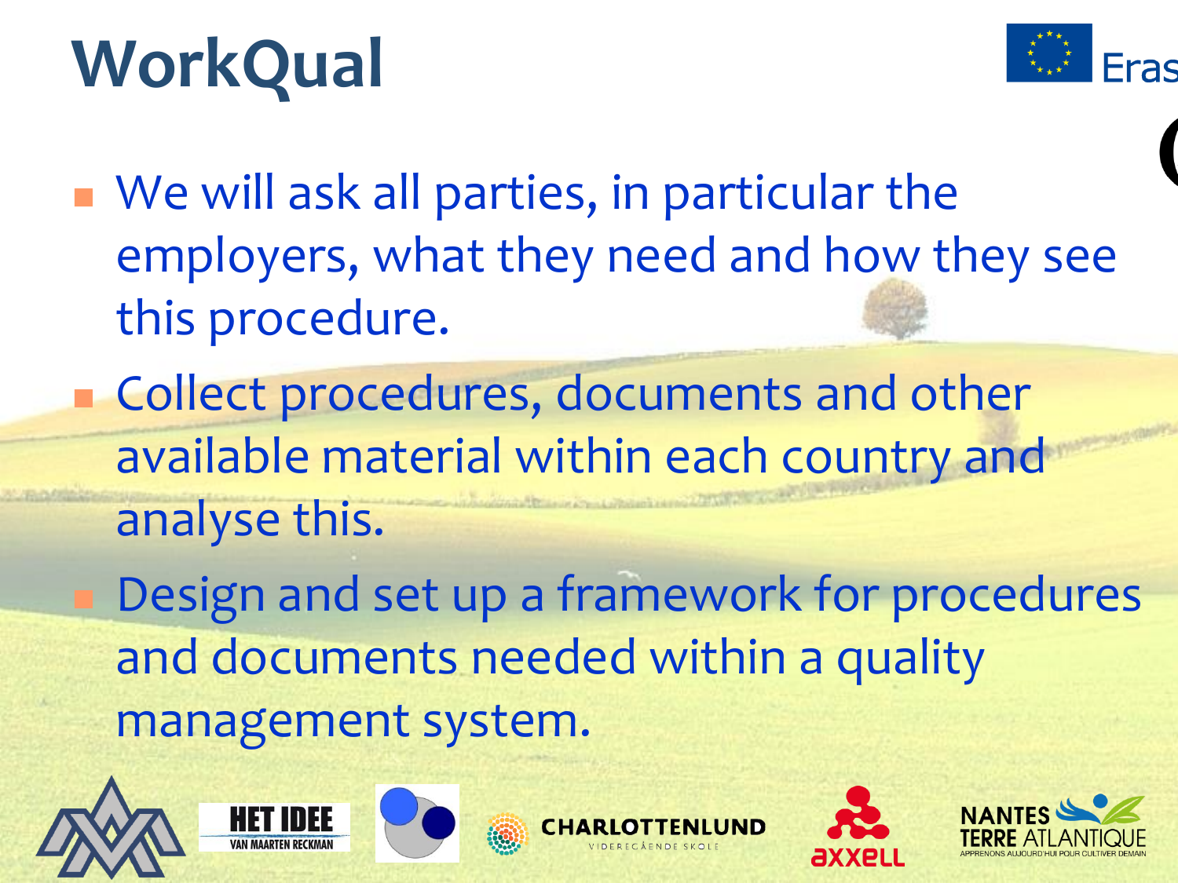# WorkQual

- We will ask all parties, in particular the employers, what they need and how they see this procedure.
- Collect procedures, documents and other available material within each country and analyse this.
- Design and set up a framework for procedures and documents needed within a quality management system.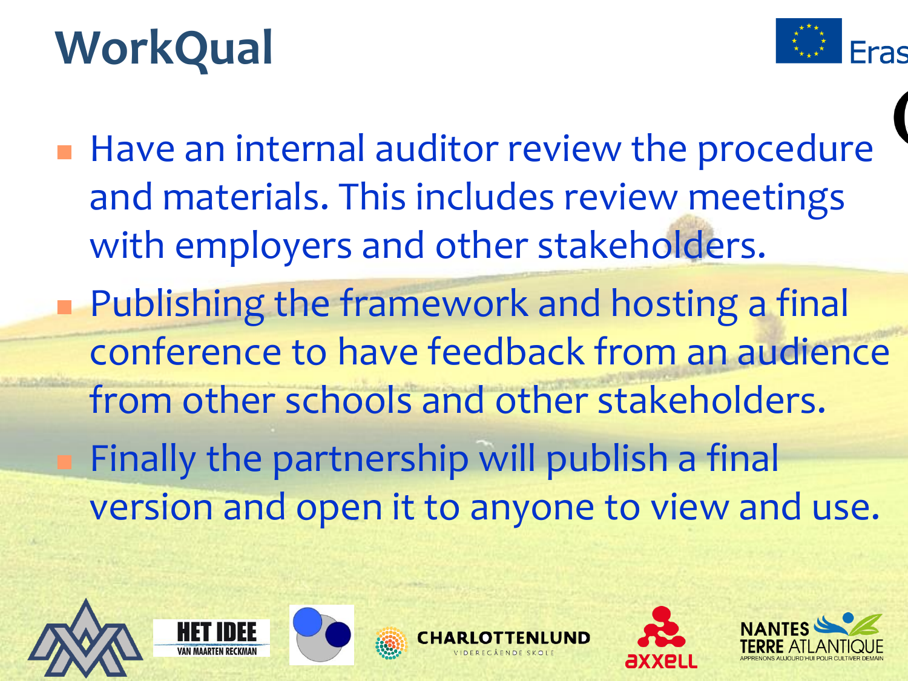# WorkQual

- Have an internal auditor review the procedure and materials. This includes review meetings with employers and other stakeholders.
- Publishing the framework and hosting a final conference to have feedback from an audience from other schools and other stakeholders.
- Finally the partnership will publish a final version and open it to anyone to view and use.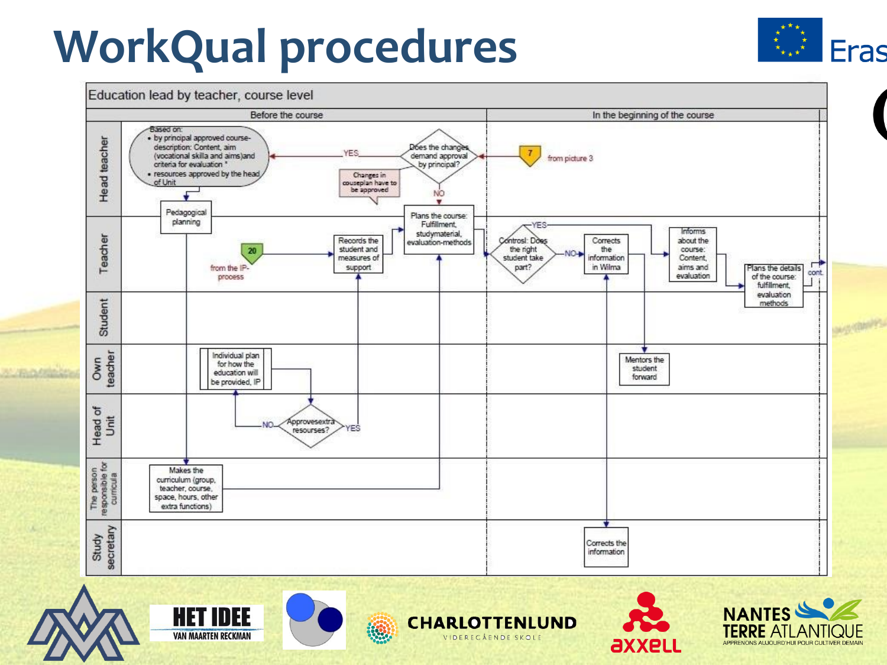# WorkQual procedures

**Education lead by teacher, course level**

| | Before the course | In the beginning of the course |
|---|---|---|
| Head teacher | Based on: • by principal approved course-description: Content, aim (vocational skilla and aims)and criteria for evaluation * • resources approved by the head of Unit; Does the changes demand approval by principal? (YES / NO); Changes in couseplan have to be approved | 7 from picture 3 |
| Teacher | Pedagogical planning; 20 from the IP-process; Records the student and measures of support; Plans the course: Fulfillment, studymaterial, evaluation-methods | Controsl: Does the right student take part? (YES / NO); Corrects the information in Wilma; Informs about the course: Content, aims and evaluation; Plans the details of the course: fulfillment, evaluation methods; cont. |
| Student | | |
| Own teacher | Individual plan for how the education will be provided, IP | Mentors the student forward |
| Head of Unit | Approvesextra resourses? (NO / YES) | |
| The person responsible for curricula | Makes the curriculum (group, teacher, course, space, hours, other extra functions) | |
| Study secretary | | Corrects the information |

HET IDEE VAN MAARTEN RECKMAN

CHARLOTTENLUND VIDEREGÅENDE SKOLE

axxell

NANTES TERRE ATLANTIQUE APPRENONS AUJOURD'HUI POUR CULTIVER DEMAIN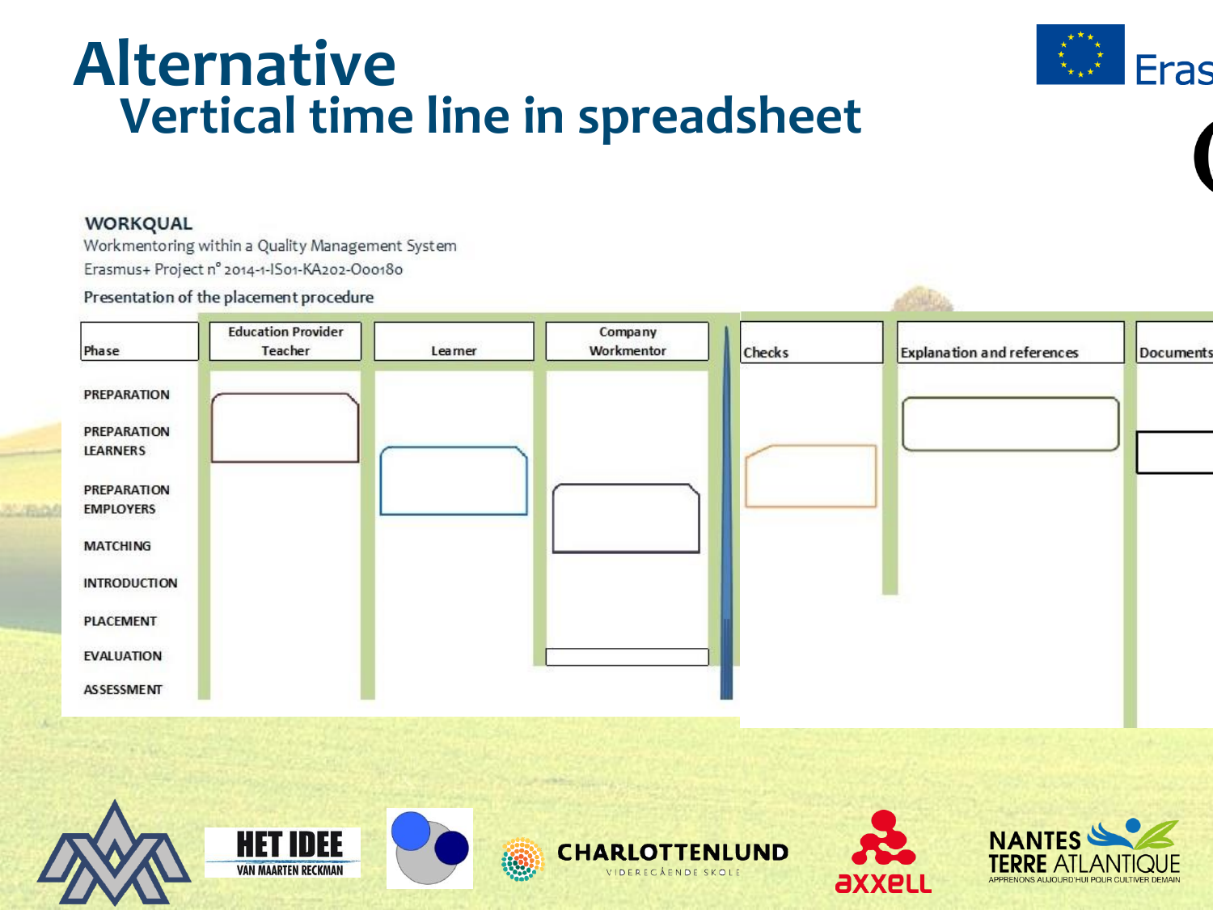# Alternative
## Vertical time line in spreadsheet

**WORKQUAL**

Workmentoring within a Quality Management System

Erasmus+ Project n° 2014-1-IS01-KA202-000180

Presentation of the placement procedure

| Phase | Education Provider Teacher | Learner | Company Workmentor | Checks | Explanation and references | Documents |
|---|---|---|---|---|---|---|
| PREPARATION | | | | | | |
| PREPARATION LEARNERS | | | | | | |
| PREPARATION EMPLOYERS | | | | | | |
| MATCHING | | | | | | |
| INTRODUCTION | | | | | | |
| PLACEMENT | | | | | | |
| EVALUATION | | | | | | |
| ASSESSMENT | | | | | | |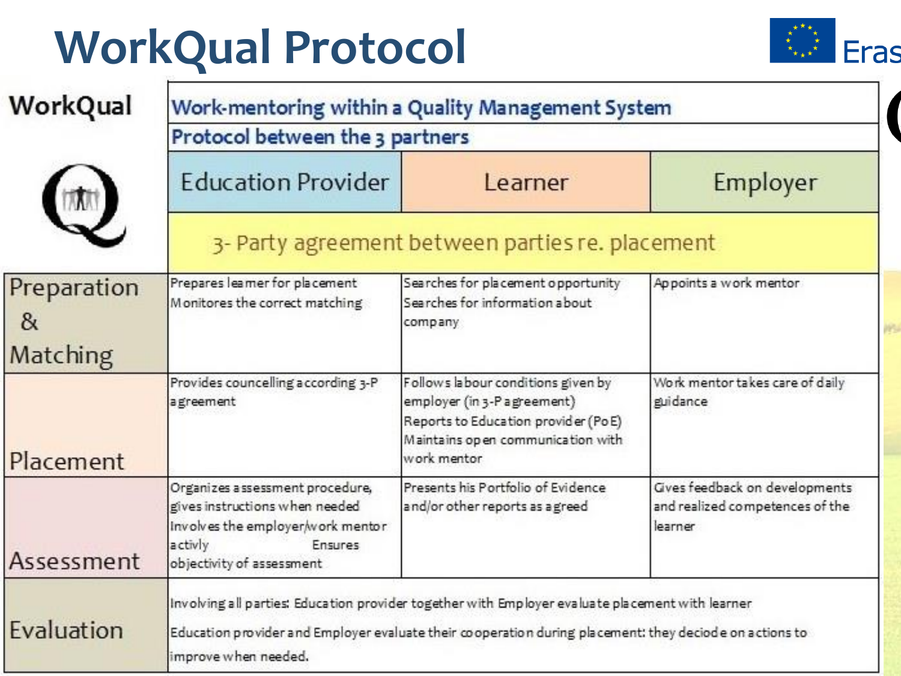# WorkQual Protocol

| WorkQual | Work-mentoring within a Quality Management System | | |
|---|---|---|---|
| | Protocol between the 3 partners | | |
| | Education Provider | Learner | Employer |
| | 3- Party agreement between parties re. placement | | |
| Preparation & Matching | Prepares learner for placement<br>Monitores the correct matching | Searches for placement opportunity<br>Searches for information about company | Appoints a work mentor |
| Placement | Provides councelling according 3-P agreement | Follows labour conditions given by employer (in 3-P agreement)<br>Reports to Education provider (PoE)<br>Maintains open communication with work mentor | Work mentor takes care of daily guidance |
| Assessment | Organizes assessment procedure, gives instructions when needed<br>Involves the employer/work mentor activly<br>Ensures objectivity of assessment | Presents his Portfolio of Evidence and/or other reports as agreed | Gives feedback on developments and realized competences of the learner |
| Evaluation | Involving all parties: Education provider together with Employer evaluate placement with learner<br>Education provider and Employer evaluate their cooperation during placement: they deciode on actions to improve when needed. | | |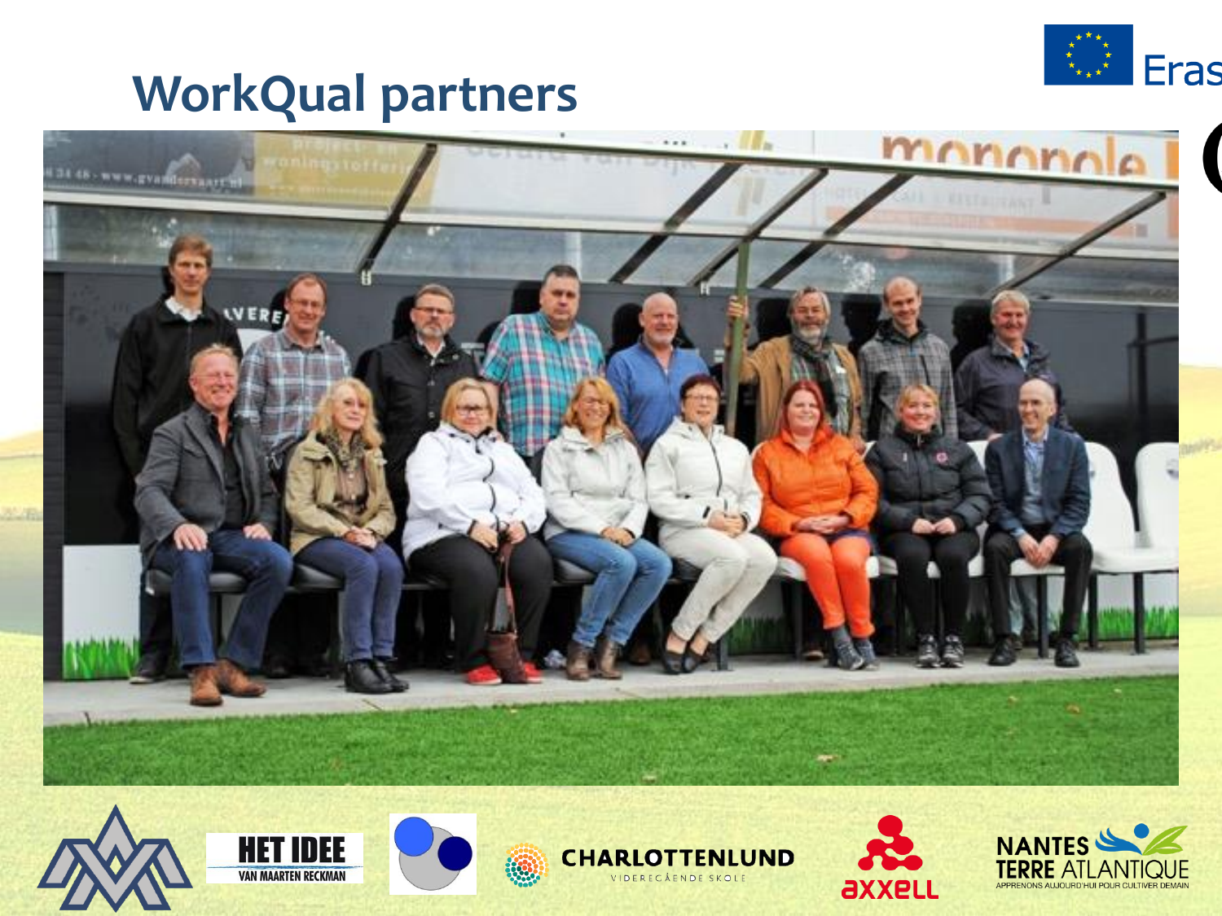# WorkQual partners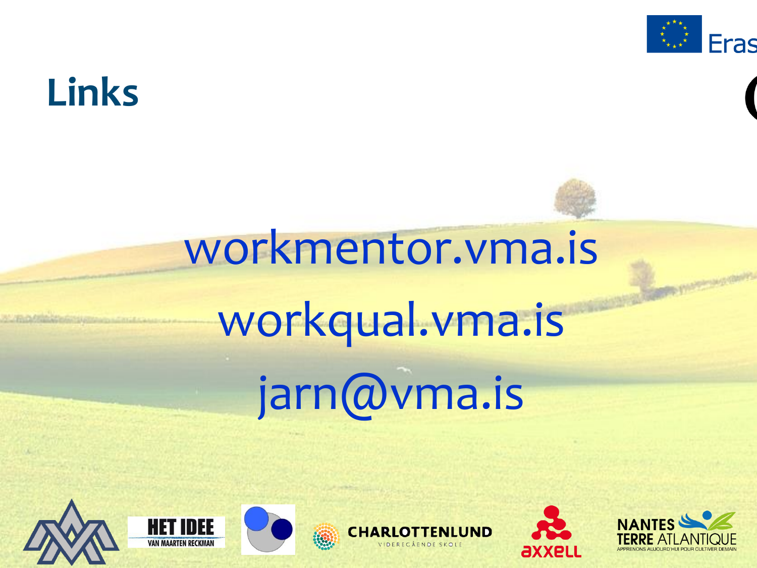# Links

workmentor.vma.is

workqual.vma.is

jarn@vma.is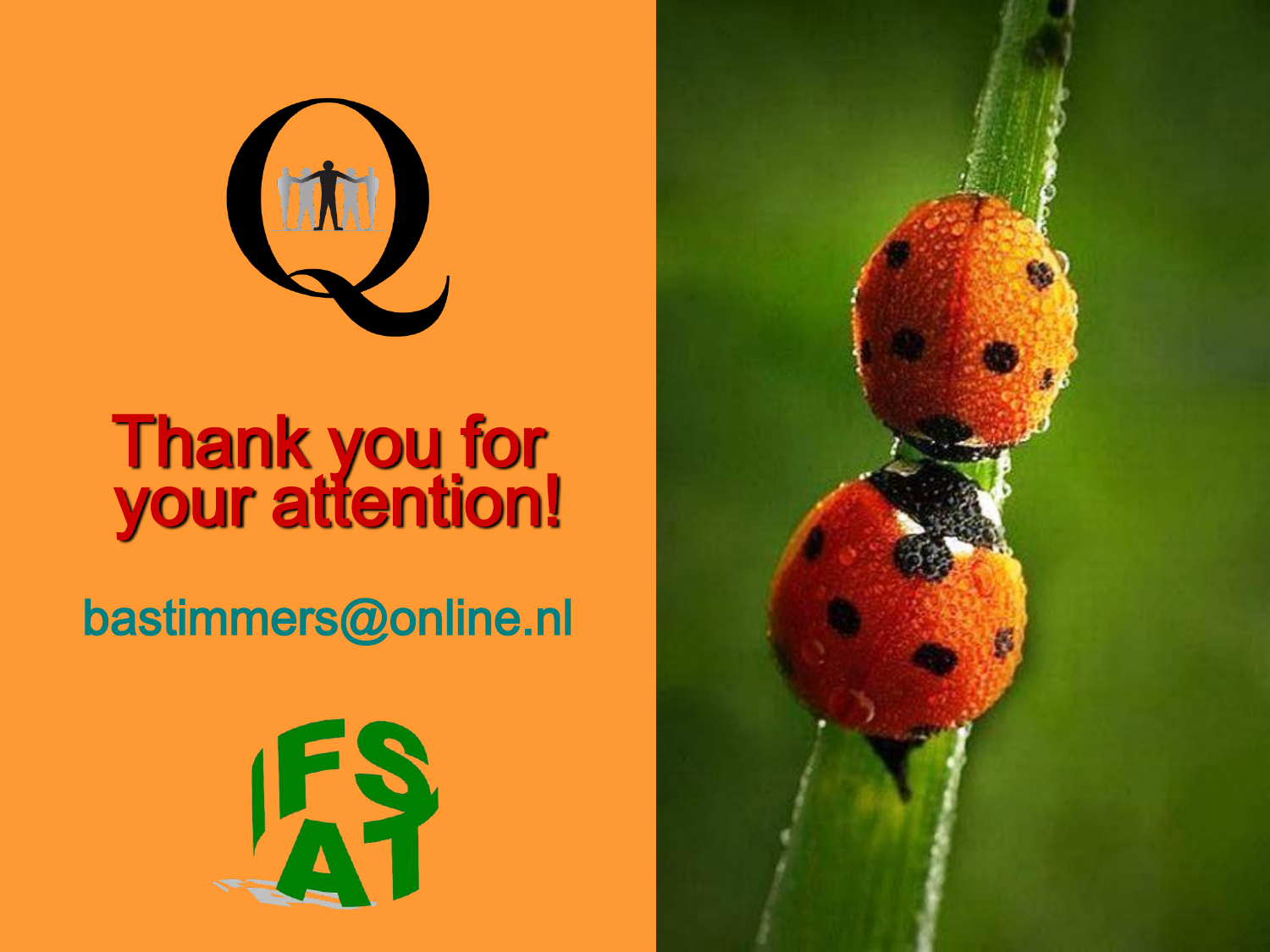# Thank you for your attention!

bastimmers@online.nl